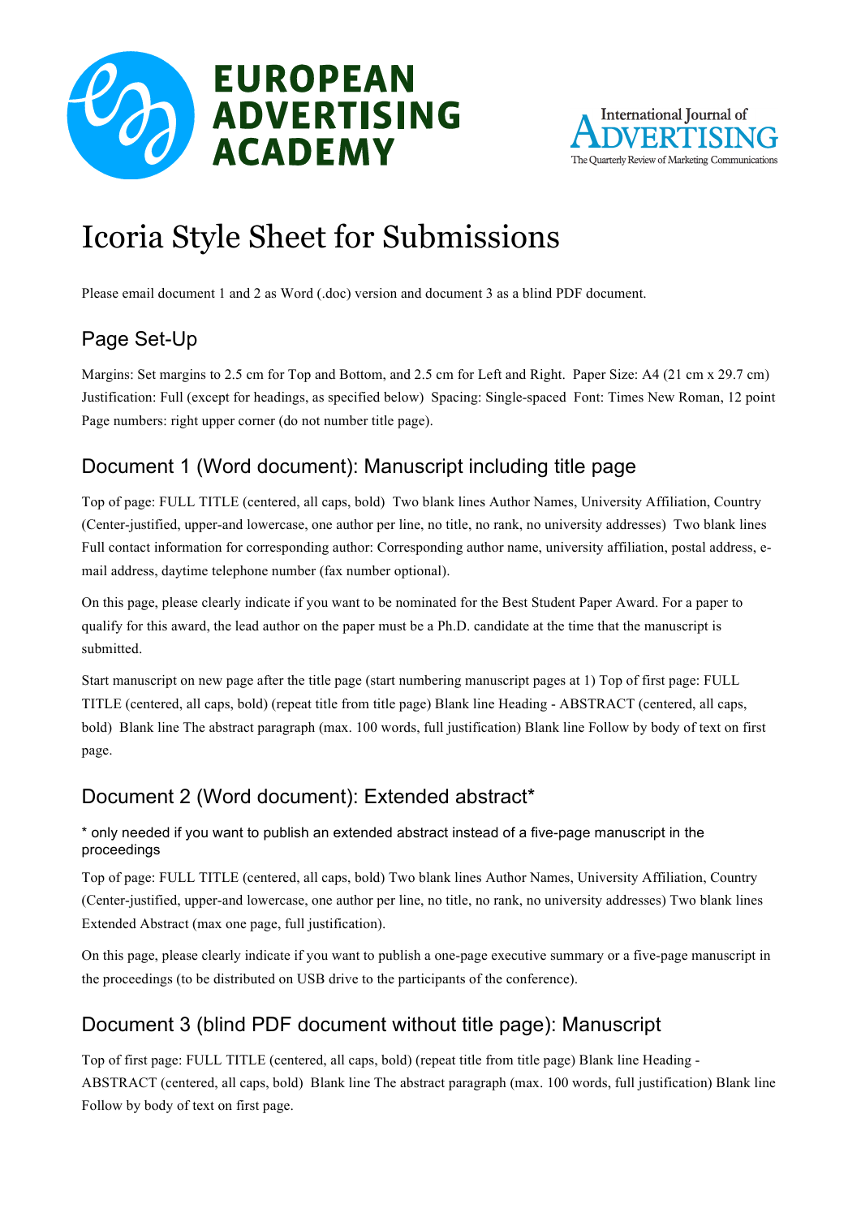EUROPEAN ADVERTISING ACADEMY

International Journal of ADVERTISING
The Quarterly Review of Marketing Communications

# Icoria Style Sheet for Submissions

Please email document 1 and 2 as Word (.doc) version and document 3 as a blind PDF document.

## Page Set-Up

Margins: Set margins to 2.5 cm for Top and Bottom, and 2.5 cm for Left and Right. Paper Size: A4 (21 cm x 29.7 cm) Justification: Full (except for headings, as specified below) Spacing: Single-spaced Font: Times New Roman, 12 point Page numbers: right upper corner (do not number title page).

## Document 1 (Word document): Manuscript including title page

Top of page: FULL TITLE (centered, all caps, bold) Two blank lines Author Names, University Affiliation, Country (Center-justified, upper-and lowercase, one author per line, no title, no rank, no university addresses) Two blank lines Full contact information for corresponding author: Corresponding author name, university affiliation, postal address, e-mail address, daytime telephone number (fax number optional).

On this page, please clearly indicate if you want to be nominated for the Best Student Paper Award. For a paper to qualify for this award, the lead author on the paper must be a Ph.D. candidate at the time that the manuscript is submitted.

Start manuscript on new page after the title page (start numbering manuscript pages at 1) Top of first page: FULL TITLE (centered, all caps, bold) (repeat title from title page) Blank line Heading - ABSTRACT (centered, all caps, bold) Blank line The abstract paragraph (max. 100 words, full justification) Blank line Follow by body of text on first page.

## Document 2 (Word document): Extended abstract*

\* only needed if you want to publish an extended abstract instead of a five-page manuscript in the proceedings

Top of page: FULL TITLE (centered, all caps, bold) Two blank lines Author Names, University Affiliation, Country (Center-justified, upper-and lowercase, one author per line, no title, no rank, no university addresses) Two blank lines Extended Abstract (max one page, full justification).

On this page, please clearly indicate if you want to publish a one-page executive summary or a five-page manuscript in the proceedings (to be distributed on USB drive to the participants of the conference).

## Document 3 (blind PDF document without title page): Manuscript

Top of first page: FULL TITLE (centered, all caps, bold) (repeat title from title page) Blank line Heading - ABSTRACT (centered, all caps, bold) Blank line The abstract paragraph (max. 100 words, full justification) Blank line Follow by body of text on first page.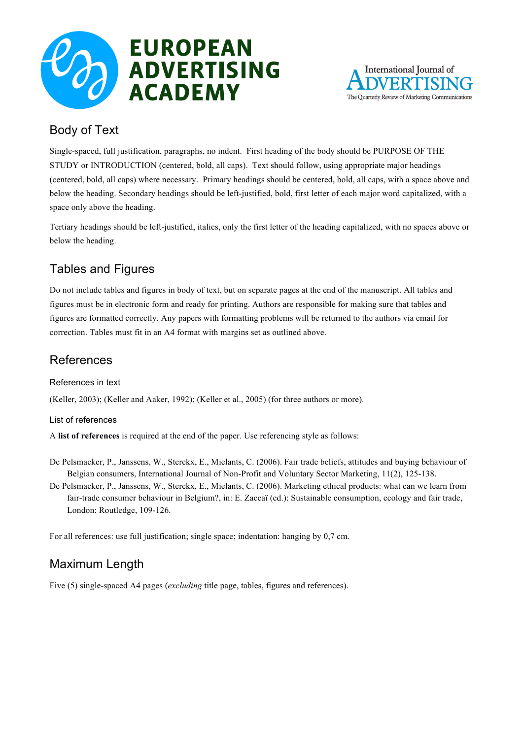## Body of Text

Single-spaced, full justification, paragraphs, no indent. First heading of the body should be PURPOSE OF THE STUDY or INTRODUCTION (centered, bold, all caps). Text should follow, using appropriate major headings (centered, bold, all caps) where necessary. Primary headings should be centered, bold, all caps, with a space above and below the heading. Secondary headings should be left-justified, bold, first letter of each major word capitalized, with a space only above the heading.

Tertiary headings should be left-justified, italics, only the first letter of the heading capitalized, with no spaces above or below the heading.

## Tables and Figures

Do not include tables and figures in body of text, but on separate pages at the end of the manuscript. All tables and figures must be in electronic form and ready for printing. Authors are responsible for making sure that tables and figures are formatted correctly. Any papers with formatting problems will be returned to the authors via email for correction. Tables must fit in an A4 format with margins set as outlined above.

## References

### References in text

(Keller, 2003); (Keller and Aaker, 1992); (Keller et al., 2005) (for three authors or more).

### List of references

A **list of references** is required at the end of the paper. Use referencing style as follows:

De Pelsmacker, P., Janssens, W., Sterckx, E., Mielants, C. (2006). Fair trade beliefs, attitudes and buying behaviour of Belgian consumers, International Journal of Non-Profit and Voluntary Sector Marketing, 11(2), 125-138.

De Pelsmacker, P., Janssens, W., Sterckx, E., Mielants, C. (2006). Marketing ethical products: what can we learn from fair-trade consumer behaviour in Belgium?, in: E. Zaccaï (ed.): Sustainable consumption, ecology and fair trade, London: Routledge, 109-126.

For all references: use full justification; single space; indentation: hanging by 0,7 cm.

## Maximum Length

Five (5) single-spaced A4 pages (*excluding* title page, tables, figures and references).